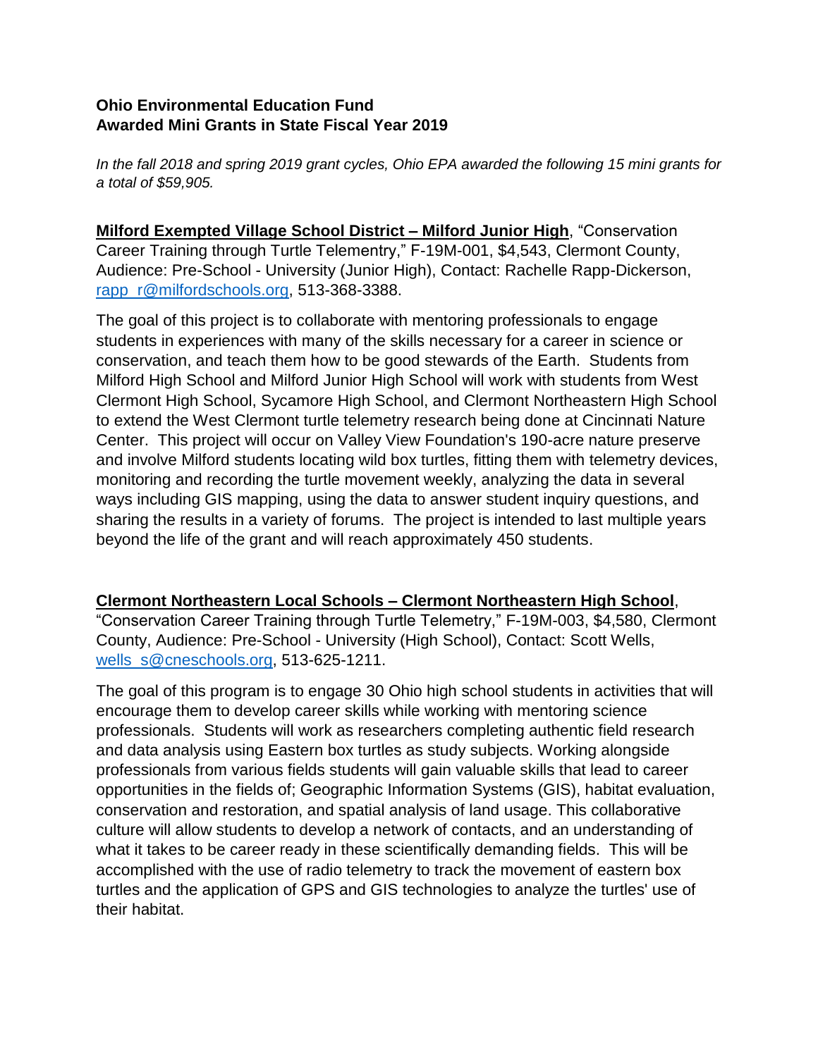**Ohio Environmental Education Fund**
**Awarded Mini Grants in State Fiscal Year 2019**

*In the fall 2018 and spring 2019 grant cycles, Ohio EPA awarded the following 15 mini grants for a total of $59,905.*

**Milford Exempted Village School District – Milford Junior High**, "Conservation Career Training through Turtle Telementry," F-19M-001, $4,543, Clermont County, Audience: Pre-School - University (Junior High), Contact: Rachelle Rapp-Dickerson, rapp_r@milfordschools.org, 513-368-3388.

The goal of this project is to collaborate with mentoring professionals to engage students in experiences with many of the skills necessary for a career in science or conservation, and teach them how to be good stewards of the Earth. Students from Milford High School and Milford Junior High School will work with students from West Clermont High School, Sycamore High School, and Clermont Northeastern High School to extend the West Clermont turtle telemetry research being done at Cincinnati Nature Center. This project will occur on Valley View Foundation's 190-acre nature preserve and involve Milford students locating wild box turtles, fitting them with telemetry devices, monitoring and recording the turtle movement weekly, analyzing the data in several ways including GIS mapping, using the data to answer student inquiry questions, and sharing the results in a variety of forums. The project is intended to last multiple years beyond the life of the grant and will reach approximately 450 students.

**Clermont Northeastern Local Schools – Clermont Northeastern High School**, "Conservation Career Training through Turtle Telemetry," F-19M-003, $4,580, Clermont County, Audience: Pre-School - University (High School), Contact: Scott Wells, wells_s@cneschools.org, 513-625-1211.

The goal of this program is to engage 30 Ohio high school students in activities that will encourage them to develop career skills while working with mentoring science professionals. Students will work as researchers completing authentic field research and data analysis using Eastern box turtles as study subjects. Working alongside professionals from various fields students will gain valuable skills that lead to career opportunities in the fields of; Geographic Information Systems (GIS), habitat evaluation, conservation and restoration, and spatial analysis of land usage. This collaborative culture will allow students to develop a network of contacts, and an understanding of what it takes to be career ready in these scientifically demanding fields. This will be accomplished with the use of radio telemetry to track the movement of eastern box turtles and the application of GPS and GIS technologies to analyze the turtles' use of their habitat.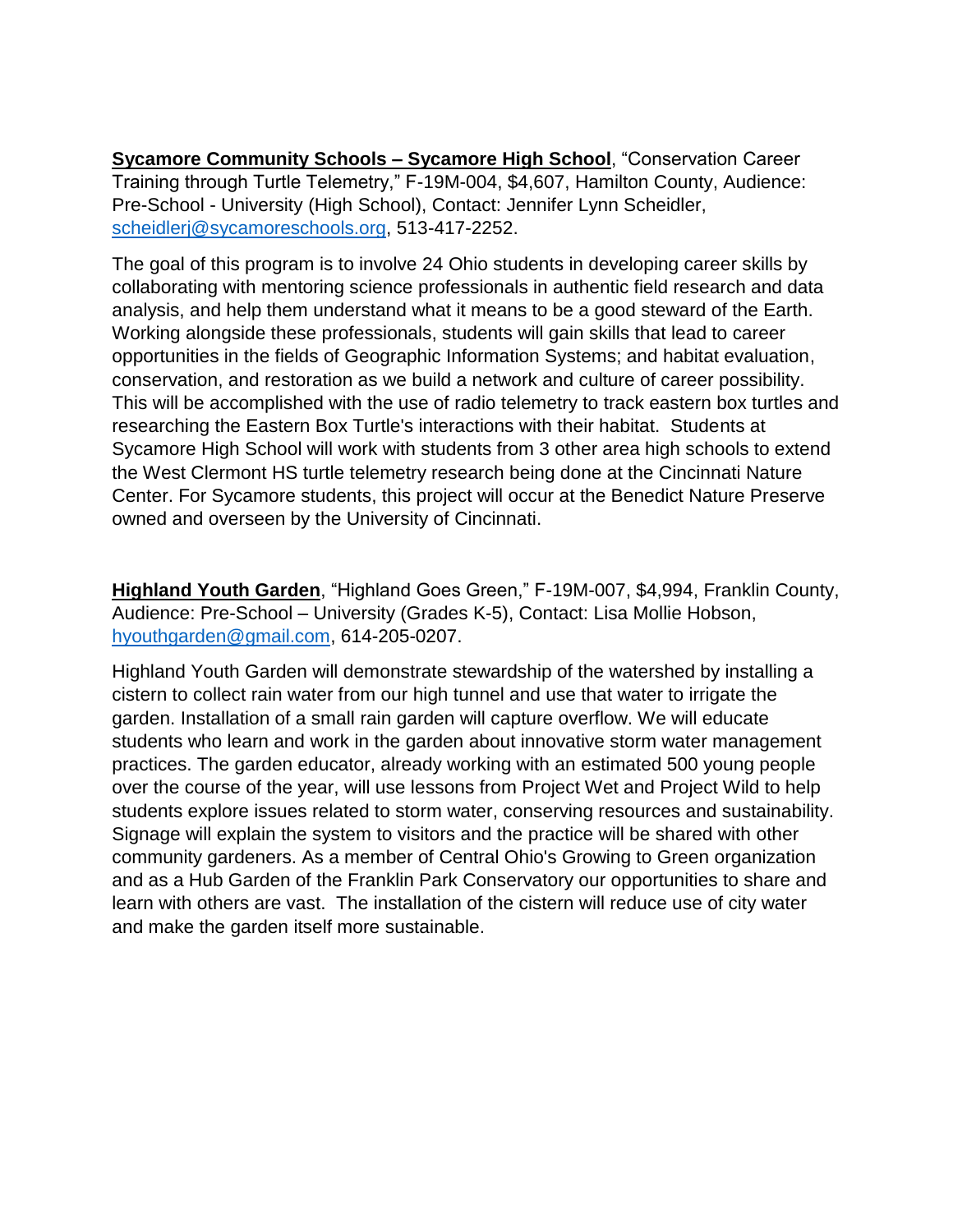**Sycamore Community Schools – Sycamore High School**, "Conservation Career Training through Turtle Telemetry," F-19M-004, $4,607, Hamilton County, Audience: Pre-School - University (High School), Contact: Jennifer Lynn Scheidler, scheidlerj@sycamoreschools.org, 513-417-2252.

The goal of this program is to involve 24 Ohio students in developing career skills by collaborating with mentoring science professionals in authentic field research and data analysis, and help them understand what it means to be a good steward of the Earth. Working alongside these professionals, students will gain skills that lead to career opportunities in the fields of Geographic Information Systems; and habitat evaluation, conservation, and restoration as we build a network and culture of career possibility. This will be accomplished with the use of radio telemetry to track eastern box turtles and researching the Eastern Box Turtle's interactions with their habitat. Students at Sycamore High School will work with students from 3 other area high schools to extend the West Clermont HS turtle telemetry research being done at the Cincinnati Nature Center. For Sycamore students, this project will occur at the Benedict Nature Preserve owned and overseen by the University of Cincinnati.

**Highland Youth Garden**, "Highland Goes Green," F-19M-007, $4,994, Franklin County, Audience: Pre-School – University (Grades K-5), Contact: Lisa Mollie Hobson, hyouthgarden@gmail.com, 614-205-0207.

Highland Youth Garden will demonstrate stewardship of the watershed by installing a cistern to collect rain water from our high tunnel and use that water to irrigate the garden. Installation of a small rain garden will capture overflow. We will educate students who learn and work in the garden about innovative storm water management practices. The garden educator, already working with an estimated 500 young people over the course of the year, will use lessons from Project Wet and Project Wild to help students explore issues related to storm water, conserving resources and sustainability. Signage will explain the system to visitors and the practice will be shared with other community gardeners. As a member of Central Ohio's Growing to Green organization and as a Hub Garden of the Franklin Park Conservatory our opportunities to share and learn with others are vast. The installation of the cistern will reduce use of city water and make the garden itself more sustainable.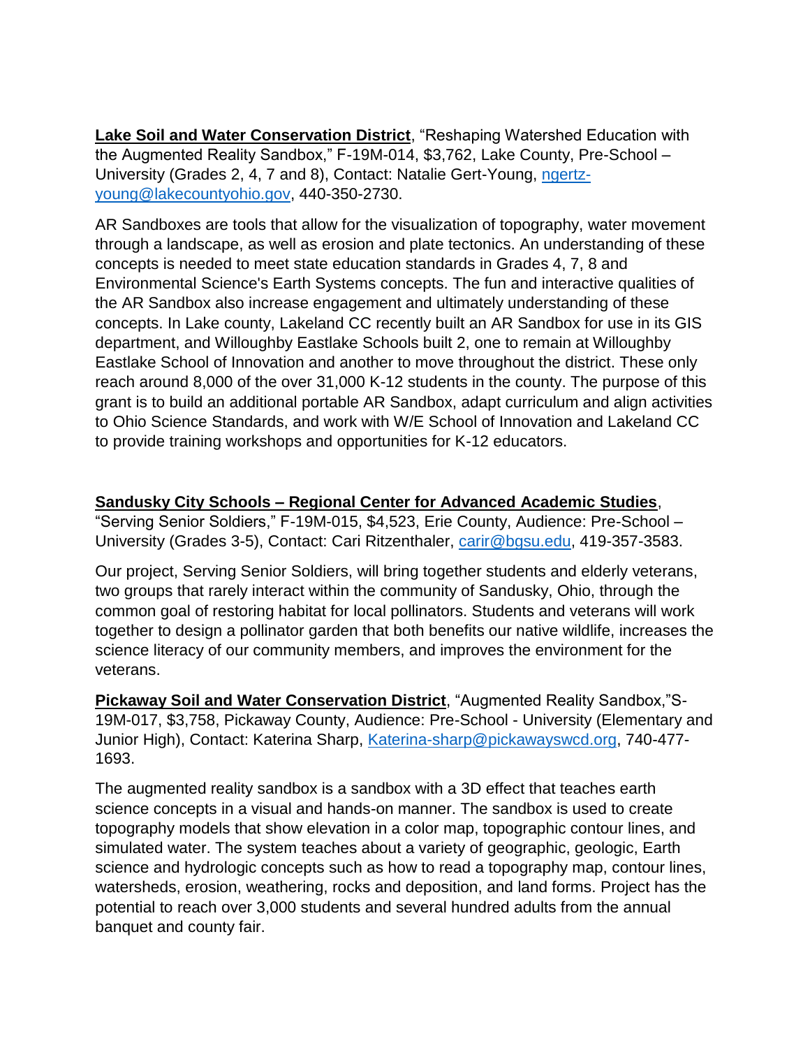**Lake Soil and Water Conservation District**, “Reshaping Watershed Education with the Augmented Reality Sandbox,” F-19M-014, $3,762, Lake County, Pre-School – University (Grades 2, 4, 7 and 8), Contact: Natalie Gert-Young, ngertz-young@lakecountyohio.gov, 440-350-2730.

AR Sandboxes are tools that allow for the visualization of topography, water movement through a landscape, as well as erosion and plate tectonics. An understanding of these concepts is needed to meet state education standards in Grades 4, 7, 8 and Environmental Science's Earth Systems concepts. The fun and interactive qualities of the AR Sandbox also increase engagement and ultimately understanding of these concepts. In Lake county, Lakeland CC recently built an AR Sandbox for use in its GIS department, and Willoughby Eastlake Schools built 2, one to remain at Willoughby Eastlake School of Innovation and another to move throughout the district. These only reach around 8,000 of the over 31,000 K-12 students in the county. The purpose of this grant is to build an additional portable AR Sandbox, adapt curriculum and align activities to Ohio Science Standards, and work with W/E School of Innovation and Lakeland CC to provide training workshops and opportunities for K-12 educators.

**Sandusky City Schools – Regional Center for Advanced Academic Studies**, “Serving Senior Soldiers,” F-19M-015, $4,523, Erie County, Audience: Pre-School – University (Grades 3-5), Contact: Cari Ritzenthaler, carir@bgsu.edu, 419-357-3583.

Our project, Serving Senior Soldiers, will bring together students and elderly veterans, two groups that rarely interact within the community of Sandusky, Ohio, through the common goal of restoring habitat for local pollinators. Students and veterans will work together to design a pollinator garden that both benefits our native wildlife, increases the science literacy of our community members, and improves the environment for the veterans.

**Pickaway Soil and Water Conservation District**, “Augmented Reality Sandbox,”S-19M-017, $3,758, Pickaway County, Audience: Pre-School - University (Elementary and Junior High), Contact: Katerina Sharp, Katerina-sharp@pickawayswcd.org, 740-477-1693.

The augmented reality sandbox is a sandbox with a 3D effect that teaches earth science concepts in a visual and hands-on manner. The sandbox is used to create topography models that show elevation in a color map, topographic contour lines, and simulated water. The system teaches about a variety of geographic, geologic, Earth science and hydrologic concepts such as how to read a topography map, contour lines, watersheds, erosion, weathering, rocks and deposition, and land forms. Project has the potential to reach over 3,000 students and several hundred adults from the annual banquet and county fair.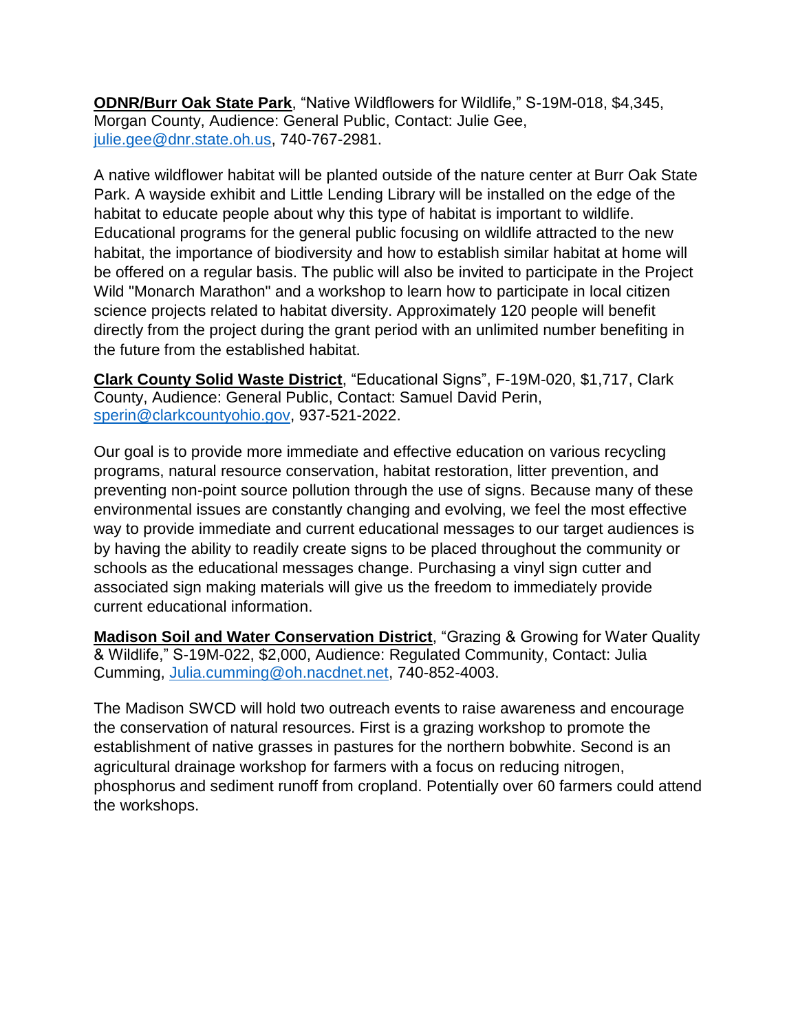**ODNR/Burr Oak State Park**, "Native Wildflowers for Wildlife," S-19M-018, $4,345, Morgan County, Audience: General Public, Contact: Julie Gee, julie.gee@dnr.state.oh.us, 740-767-2981.

A native wildflower habitat will be planted outside of the nature center at Burr Oak State Park. A wayside exhibit and Little Lending Library will be installed on the edge of the habitat to educate people about why this type of habitat is important to wildlife. Educational programs for the general public focusing on wildlife attracted to the new habitat, the importance of biodiversity and how to establish similar habitat at home will be offered on a regular basis. The public will also be invited to participate in the Project Wild "Monarch Marathon" and a workshop to learn how to participate in local citizen science projects related to habitat diversity. Approximately 120 people will benefit directly from the project during the grant period with an unlimited number benefiting in the future from the established habitat.

**Clark County Solid Waste District**, "Educational Signs", F-19M-020, $1,717, Clark County, Audience: General Public, Contact: Samuel David Perin, sperin@clarkcountyohio.gov, 937-521-2022.

Our goal is to provide more immediate and effective education on various recycling programs, natural resource conservation, habitat restoration, litter prevention, and preventing non-point source pollution through the use of signs. Because many of these environmental issues are constantly changing and evolving, we feel the most effective way to provide immediate and current educational messages to our target audiences is by having the ability to readily create signs to be placed throughout the community or schools as the educational messages change. Purchasing a vinyl sign cutter and associated sign making materials will give us the freedom to immediately provide current educational information.

**Madison Soil and Water Conservation District**, "Grazing & Growing for Water Quality & Wildlife," S-19M-022, $2,000, Audience: Regulated Community, Contact: Julia Cumming, Julia.cumming@oh.nacdnet.net, 740-852-4003.

The Madison SWCD will hold two outreach events to raise awareness and encourage the conservation of natural resources. First is a grazing workshop to promote the establishment of native grasses in pastures for the northern bobwhite. Second is an agricultural drainage workshop for farmers with a focus on reducing nitrogen, phosphorus and sediment runoff from cropland. Potentially over 60 farmers could attend the workshops.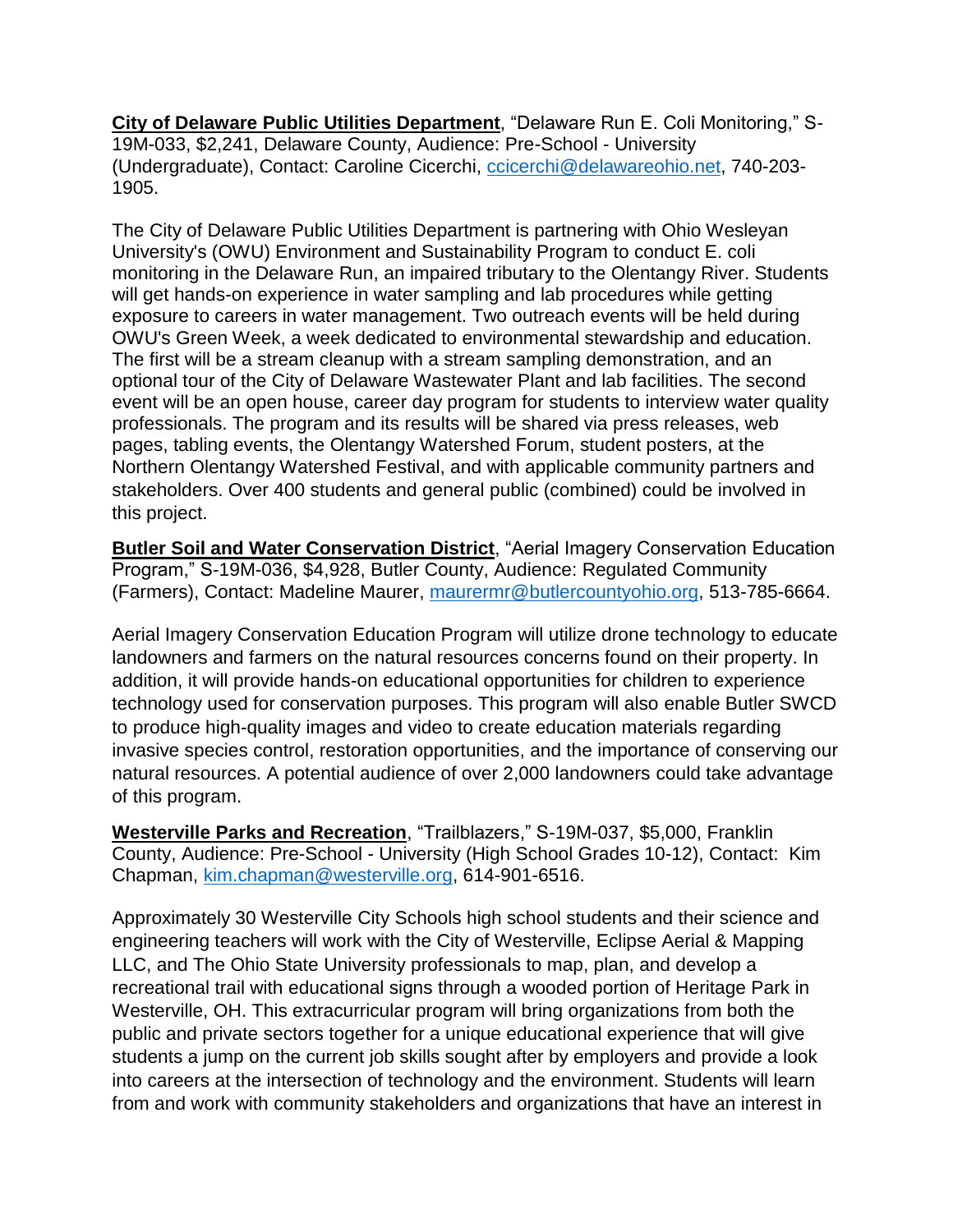**City of Delaware Public Utilities Department**, "Delaware Run E. Coli Monitoring," S-19M-033, $2,241, Delaware County, Audience: Pre-School - University (Undergraduate), Contact: Caroline Cicerchi, ccicerchi@delawareohio.net, 740-203-1905.

The City of Delaware Public Utilities Department is partnering with Ohio Wesleyan University's (OWU) Environment and Sustainability Program to conduct E. coli monitoring in the Delaware Run, an impaired tributary to the Olentangy River. Students will get hands-on experience in water sampling and lab procedures while getting exposure to careers in water management. Two outreach events will be held during OWU's Green Week, a week dedicated to environmental stewardship and education. The first will be a stream cleanup with a stream sampling demonstration, and an optional tour of the City of Delaware Wastewater Plant and lab facilities. The second event will be an open house, career day program for students to interview water quality professionals. The program and its results will be shared via press releases, web pages, tabling events, the Olentangy Watershed Forum, student posters, at the Northern Olentangy Watershed Festival, and with applicable community partners and stakeholders. Over 400 students and general public (combined) could be involved in this project.

**Butler Soil and Water Conservation District**, "Aerial Imagery Conservation Education Program," S-19M-036, $4,928, Butler County, Audience: Regulated Community (Farmers), Contact: Madeline Maurer, maurermr@butlercountyohio.org, 513-785-6664.

Aerial Imagery Conservation Education Program will utilize drone technology to educate landowners and farmers on the natural resources concerns found on their property. In addition, it will provide hands-on educational opportunities for children to experience technology used for conservation purposes. This program will also enable Butler SWCD to produce high-quality images and video to create education materials regarding invasive species control, restoration opportunities, and the importance of conserving our natural resources. A potential audience of over 2,000 landowners could take advantage of this program.

**Westerville Parks and Recreation**, "Trailblazers," S-19M-037, $5,000, Franklin County, Audience: Pre-School - University (High School Grades 10-12), Contact: Kim Chapman, kim.chapman@westerville.org, 614-901-6516.

Approximately 30 Westerville City Schools high school students and their science and engineering teachers will work with the City of Westerville, Eclipse Aerial & Mapping LLC, and The Ohio State University professionals to map, plan, and develop a recreational trail with educational signs through a wooded portion of Heritage Park in Westerville, OH. This extracurricular program will bring organizations from both the public and private sectors together for a unique educational experience that will give students a jump on the current job skills sought after by employers and provide a look into careers at the intersection of technology and the environment. Students will learn from and work with community stakeholders and organizations that have an interest in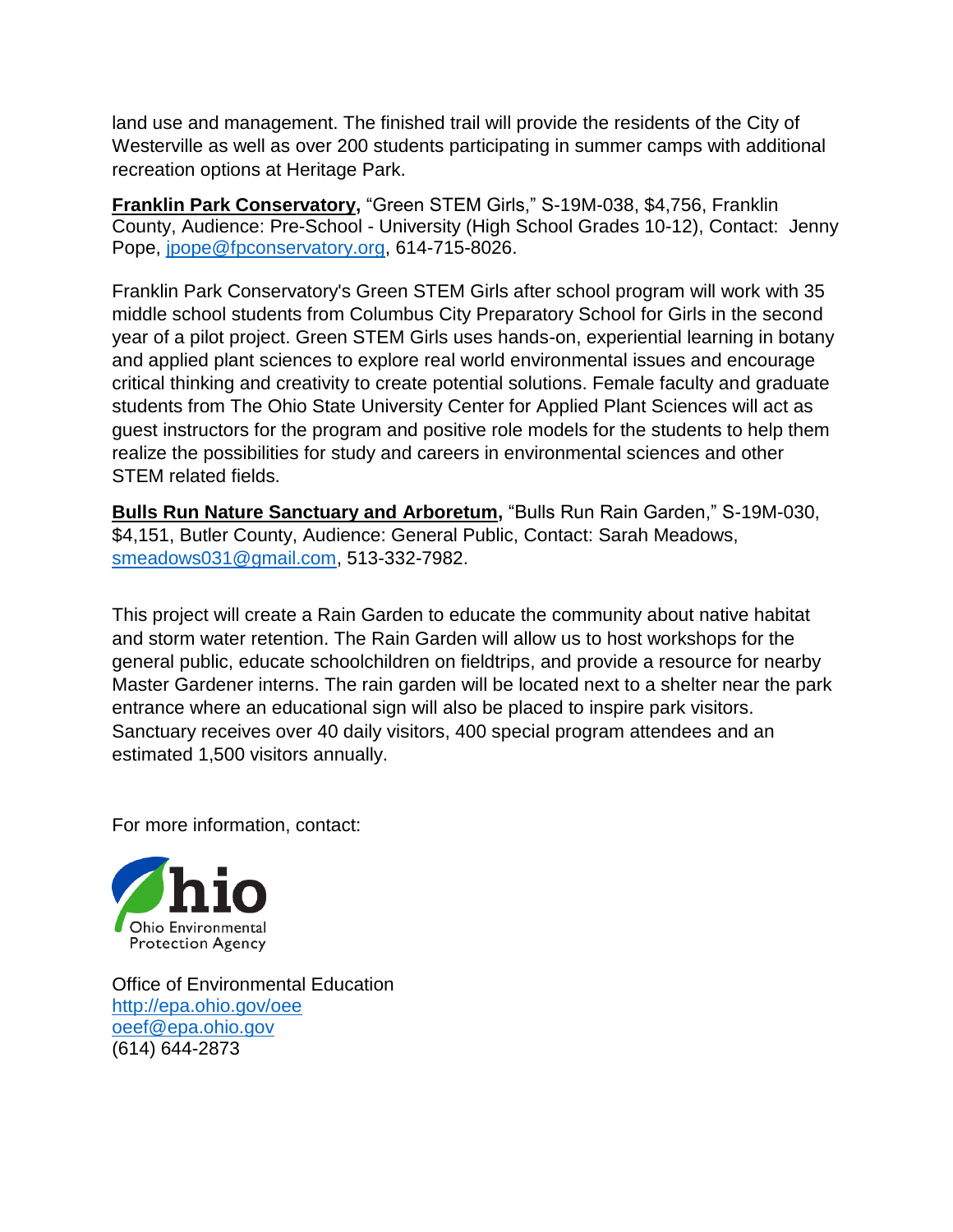land use and management. The finished trail will provide the residents of the City of Westerville as well as over 200 students participating in summer camps with additional recreation options at Heritage Park.

**Franklin Park Conservatory,** "Green STEM Girls," S-19M-038, $4,756, Franklin County, Audience: Pre-School - University (High School Grades 10-12), Contact: Jenny Pope, jpope@fpconservatory.org, 614-715-8026.

Franklin Park Conservatory's Green STEM Girls after school program will work with 35 middle school students from Columbus City Preparatory School for Girls in the second year of a pilot project. Green STEM Girls uses hands-on, experiential learning in botany and applied plant sciences to explore real world environmental issues and encourage critical thinking and creativity to create potential solutions. Female faculty and graduate students from The Ohio State University Center for Applied Plant Sciences will act as guest instructors for the program and positive role models for the students to help them realize the possibilities for study and careers in environmental sciences and other STEM related fields.

**Bulls Run Nature Sanctuary and Arboretum,** "Bulls Run Rain Garden," S-19M-030, $4,151, Butler County, Audience: General Public, Contact: Sarah Meadows, smeadows031@gmail.com, 513-332-7982.

This project will create a Rain Garden to educate the community about native habitat and storm water retention. The Rain Garden will allow us to host workshops for the general public, educate schoolchildren on fieldtrips, and provide a resource for nearby Master Gardener interns. The rain garden will be located next to a shelter near the park entrance where an educational sign will also be placed to inspire park visitors. Sanctuary receives over 40 daily visitors, 400 special program attendees and an estimated 1,500 visitors annually.

For more information, contact:

Ohio Environmental Protection Agency

Office of Environmental Education
http://epa.ohio.gov/oee
oeef@epa.ohio.gov
(614) 644-2873